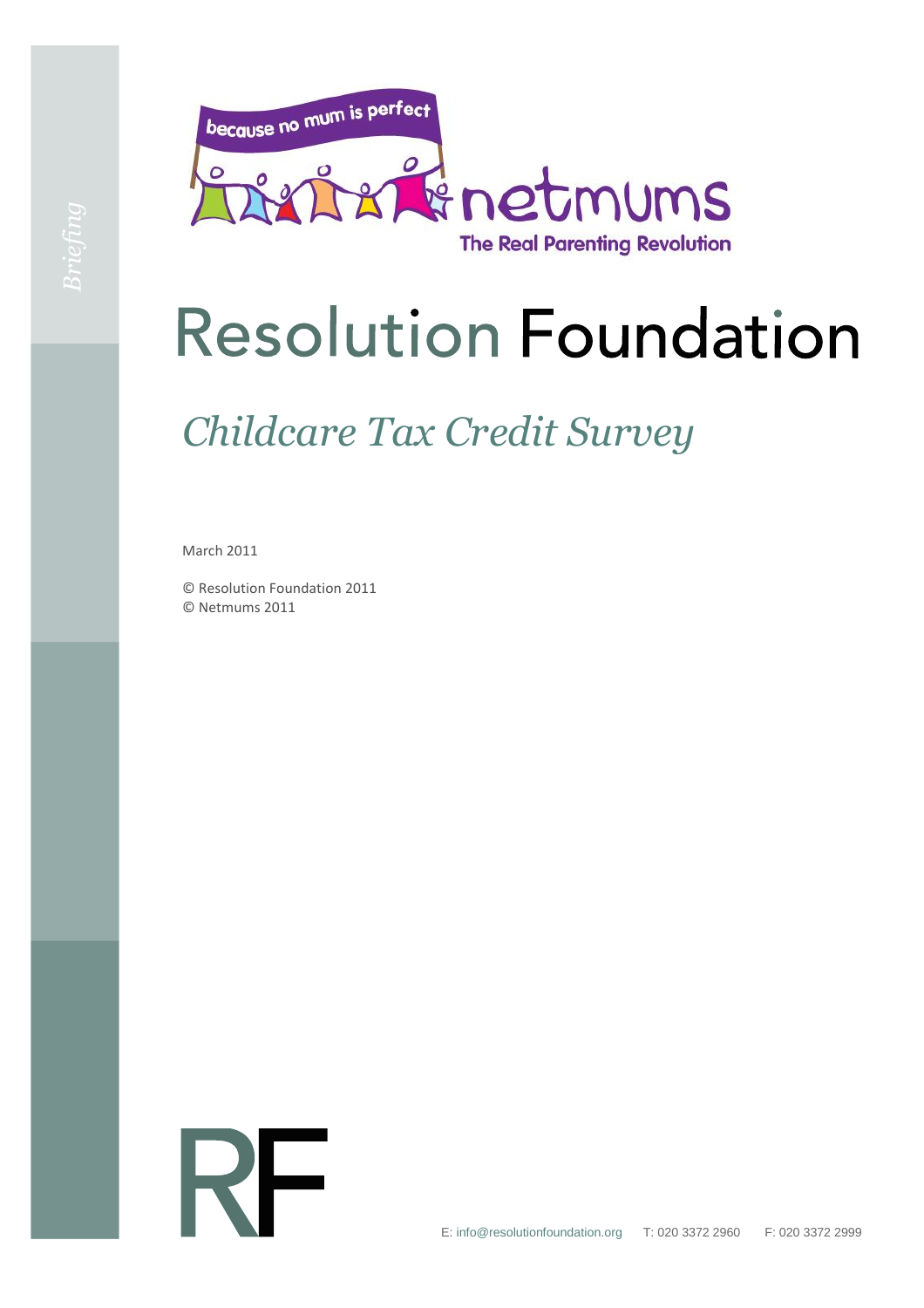*Briefing*

because no mum is perfect

netmums

The Real Parenting Revolution

# Resolution Foundation

## *Childcare Tax Credit Survey*

March 2011

© Resolution Foundation 2011
© Netmums 2011

RF

E: info@resolutionfoundation.org T: 020 3372 2960 F: 020 3372 2999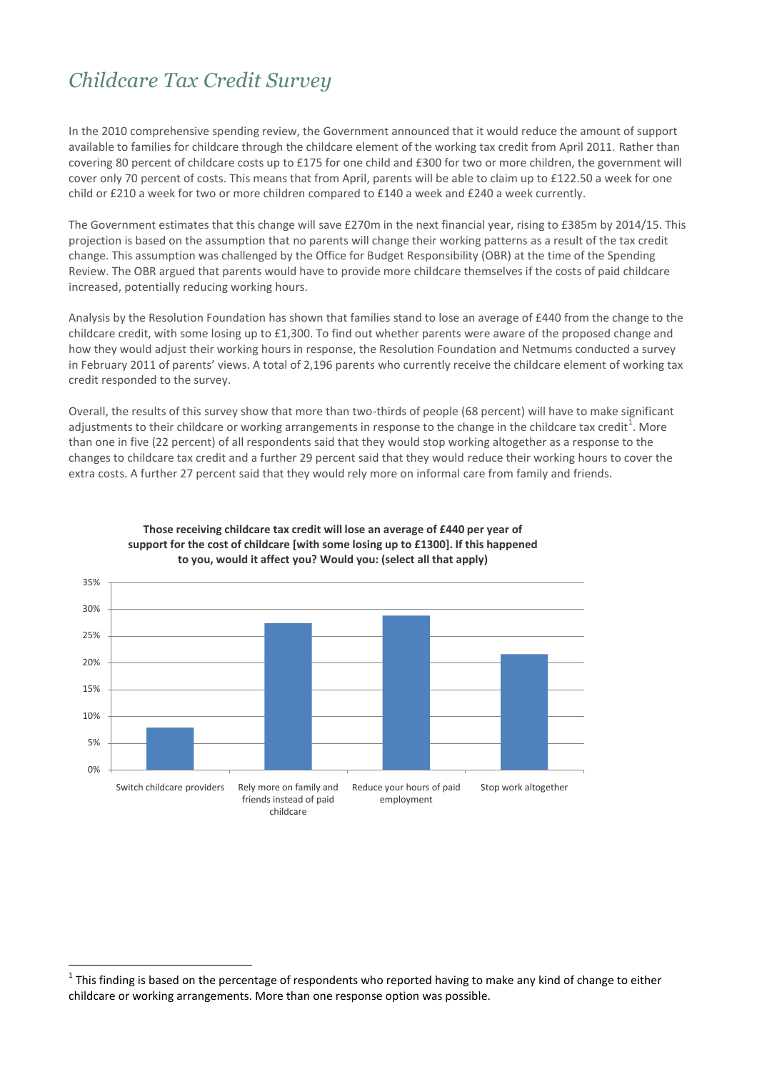# *Childcare Tax Credit Survey*

In the 2010 comprehensive spending review, the Government announced that it would reduce the amount of support available to families for childcare through the childcare element of the working tax credit from April 2011. Rather than covering 80 percent of childcare costs up to £175 for one child and £300 for two or more children, the government will cover only 70 percent of costs. This means that from April, parents will be able to claim up to £122.50 a week for one child or £210 a week for two or more children compared to £140 a week and £240 a week currently.

The Government estimates that this change will save £270m in the next financial year, rising to £385m by 2014/15. This projection is based on the assumption that no parents will change their working patterns as a result of the tax credit change. This assumption was challenged by the Office for Budget Responsibility (OBR) at the time of the Spending Review. The OBR argued that parents would have to provide more childcare themselves if the costs of paid childcare increased, potentially reducing working hours.

Analysis by the Resolution Foundation has shown that families stand to lose an average of £440 from the change to the childcare credit, with some losing up to £1,300. To find out whether parents were aware of the proposed change and how they would adjust their working hours in response, the Resolution Foundation and Netmums conducted a survey in February 2011 of parents' views. A total of 2,196 parents who currently receive the childcare element of working tax credit responded to the survey.

Overall, the results of this survey show that more than two-thirds of people (68 percent) will have to make significant adjustments to their childcare or working arrangements in response to the change in the childcare tax credit[1]. More than one in five (22 percent) of all respondents said that they would stop working altogether as a response to the changes to childcare tax credit and a further 29 percent said that they would reduce their working hours to cover the extra costs. A further 27 percent said that they would rely more on informal care from family and friends.

**Those receiving childcare tax credit will lose an average of £440 per year of support for the cost of childcare [with some losing up to £1300]. If this happened to you, would it affect you? Would you: (select all that apply)**

| Response | Percentage (approx.) |
|---|---|
| Switch childcare providers | 8% |
| Rely more on family and friends instead of paid childcare | 27% |
| Reduce your hours of paid employment | 29% |
| Stop work altogether | 22% |

[1] This finding is based on the percentage of respondents who reported having to make any kind of change to either childcare or working arrangements. More than one response option was possible.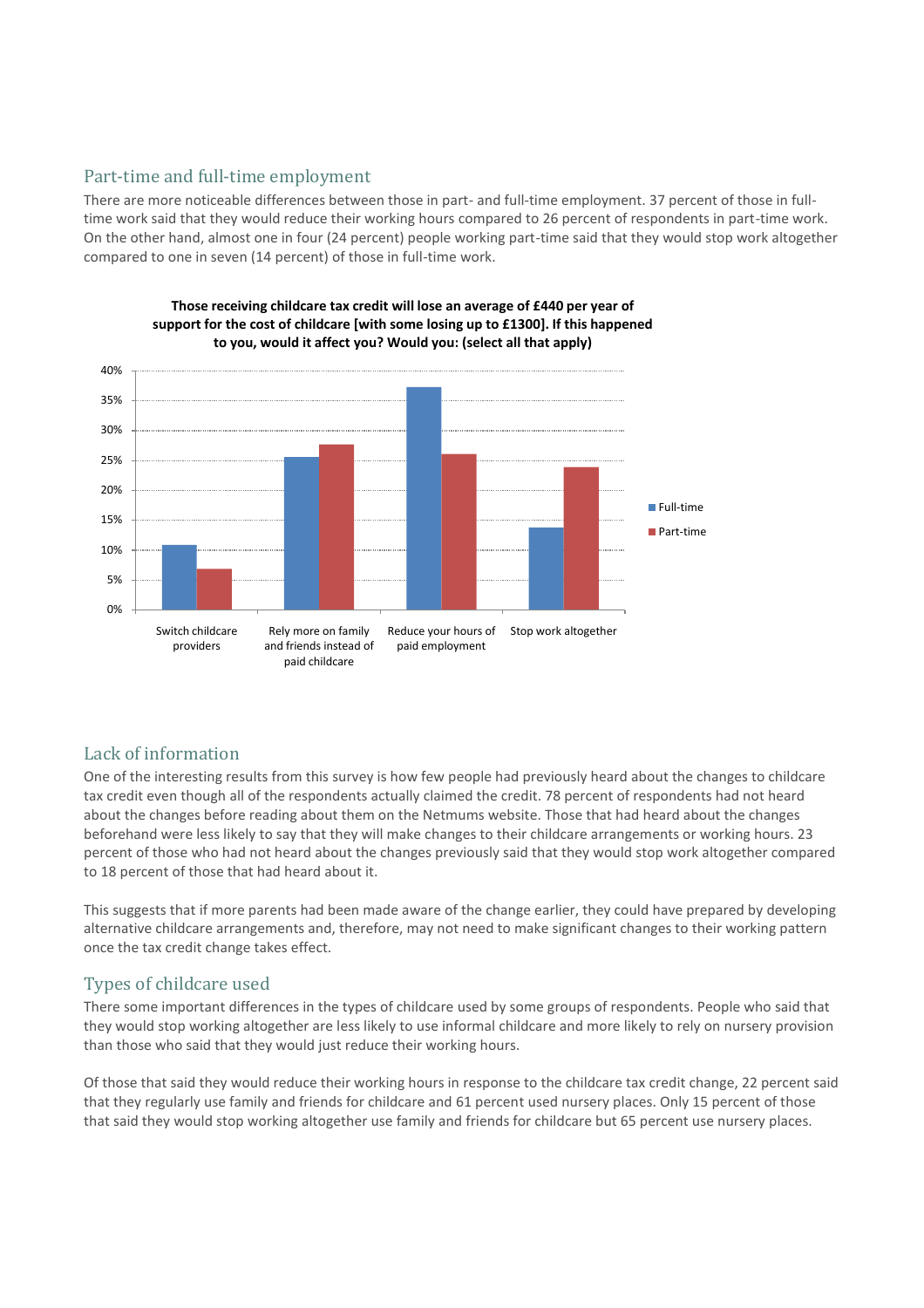## Part-time and full-time employment

There are more noticeable differences between those in part- and full-time employment. 37 percent of those in full-time work said that they would reduce their working hours compared to 26 percent of respondents in part-time work. On the other hand, almost one in four (24 percent) people working part-time said that they would stop work altogether compared to one in seven (14 percent) of those in full-time work.

**Those receiving childcare tax credit will lose an average of £440 per year of support for the cost of childcare [with some losing up to £1300]. If this happened to you, would it affect you? Would you: (select all that apply)**

| | Full-time | Part-time |
|---|---|---|
| Switch childcare providers | 11% | 7% |
| Rely more on family and friends instead of paid childcare | 26% | 28% |
| Reduce your hours of paid employment | 37% | 26% |
| Stop work altogether | 14% | 24% |

## Lack of information

One of the interesting results from this survey is how few people had previously heard about the changes to childcare tax credit even though all of the respondents actually claimed the credit. 78 percent of respondents had not heard about the changes before reading about them on the Netmums website. Those that had heard about the changes beforehand were less likely to say that they will make changes to their childcare arrangements or working hours. 23 percent of those who had not heard about the changes previously said that they would stop work altogether compared to 18 percent of those that had heard about it.

This suggests that if more parents had been made aware of the change earlier, they could have prepared by developing alternative childcare arrangements and, therefore, may not need to make significant changes to their working pattern once the tax credit change takes effect.

## Types of childcare used

There some important differences in the types of childcare used by some groups of respondents. People who said that they would stop working altogether are less likely to use informal childcare and more likely to rely on nursery provision than those who said that they would just reduce their working hours.

Of those that said they would reduce their working hours in response to the childcare tax credit change, 22 percent said that they regularly use family and friends for childcare and 61 percent used nursery places. Only 15 percent of those that said they would stop working altogether use family and friends for childcare but 65 percent use nursery places.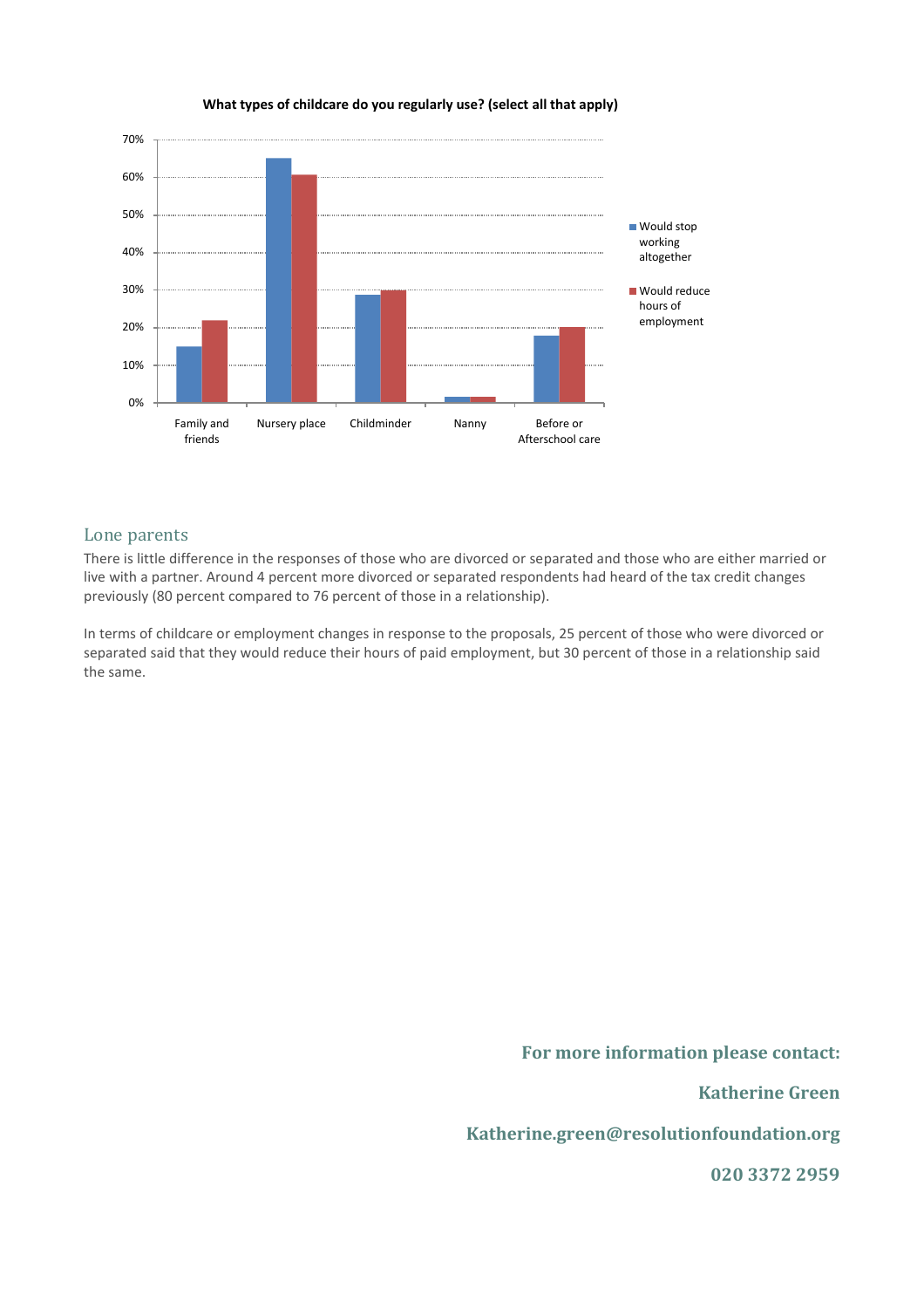**What types of childcare do you regularly use? (select all that apply)**

70%
60%
50%
40%
30%
20%
10%
0%

Family and friends
Nursery place
Childminder
Nanny
Before or Afterschool care

Would stop working altogether
Would reduce hours of employment

## Lone parents

There is little difference in the responses of those who are divorced or separated and those who are either married or live with a partner. Around 4 percent more divorced or separated respondents had heard of the tax credit changes previously (80 percent compared to 76 percent of those in a relationship).

In terms of childcare or employment changes in response to the proposals, 25 percent of those who were divorced or separated said that they would reduce their hours of paid employment, but 30 percent of those in a relationship said the same.

**For more information please contact:**

**Katherine Green**

**Katherine.green@resolutionfoundation.org**

**020 3372 2959**